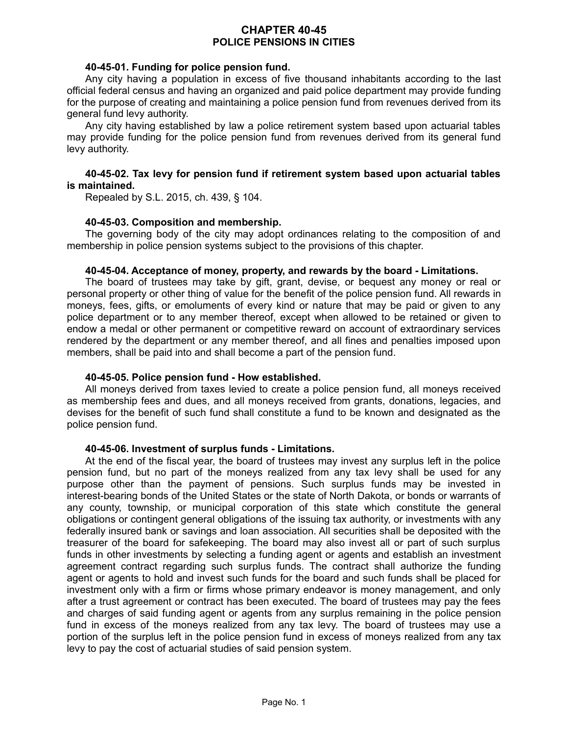# CHAPTER 40-45
## POLICE PENSIONS IN CITIES

**40-45-01. Funding for police pension fund.**

Any city having a population in excess of five thousand inhabitants according to the last official federal census and having an organized and paid police department may provide funding for the purpose of creating and maintaining a police pension fund from revenues derived from its general fund levy authority.

Any city having established by law a police retirement system based upon actuarial tables may provide funding for the police pension fund from revenues derived from its general fund levy authority.

**40-45-02. Tax levy for pension fund if retirement system based upon actuarial tables is maintained.**

Repealed by S.L. 2015, ch. 439, § 104.

**40-45-03. Composition and membership.**

The governing body of the city may adopt ordinances relating to the composition of and membership in police pension systems subject to the provisions of this chapter.

**40-45-04. Acceptance of money, property, and rewards by the board - Limitations.**

The board of trustees may take by gift, grant, devise, or bequest any money or real or personal property or other thing of value for the benefit of the police pension fund. All rewards in moneys, fees, gifts, or emoluments of every kind or nature that may be paid or given to any police department or to any member thereof, except when allowed to be retained or given to endow a medal or other permanent or competitive reward on account of extraordinary services rendered by the department or any member thereof, and all fines and penalties imposed upon members, shall be paid into and shall become a part of the pension fund.

**40-45-05. Police pension fund - How established.**

All moneys derived from taxes levied to create a police pension fund, all moneys received as membership fees and dues, and all moneys received from grants, donations, legacies, and devises for the benefit of such fund shall constitute a fund to be known and designated as the police pension fund.

**40-45-06. Investment of surplus funds - Limitations.**

At the end of the fiscal year, the board of trustees may invest any surplus left in the police pension fund, but no part of the moneys realized from any tax levy shall be used for any purpose other than the payment of pensions. Such surplus funds may be invested in interest-bearing bonds of the United States or the state of North Dakota, or bonds or warrants of any county, township, or municipal corporation of this state which constitute the general obligations or contingent general obligations of the issuing tax authority, or investments with any federally insured bank or savings and loan association. All securities shall be deposited with the treasurer of the board for safekeeping. The board may also invest all or part of such surplus funds in other investments by selecting a funding agent or agents and establish an investment agreement contract regarding such surplus funds. The contract shall authorize the funding agent or agents to hold and invest such funds for the board and such funds shall be placed for investment only with a firm or firms whose primary endeavor is money management, and only after a trust agreement or contract has been executed. The board of trustees may pay the fees and charges of said funding agent or agents from any surplus remaining in the police pension fund in excess of the moneys realized from any tax levy. The board of trustees may use a portion of the surplus left in the police pension fund in excess of moneys realized from any tax levy to pay the cost of actuarial studies of said pension system.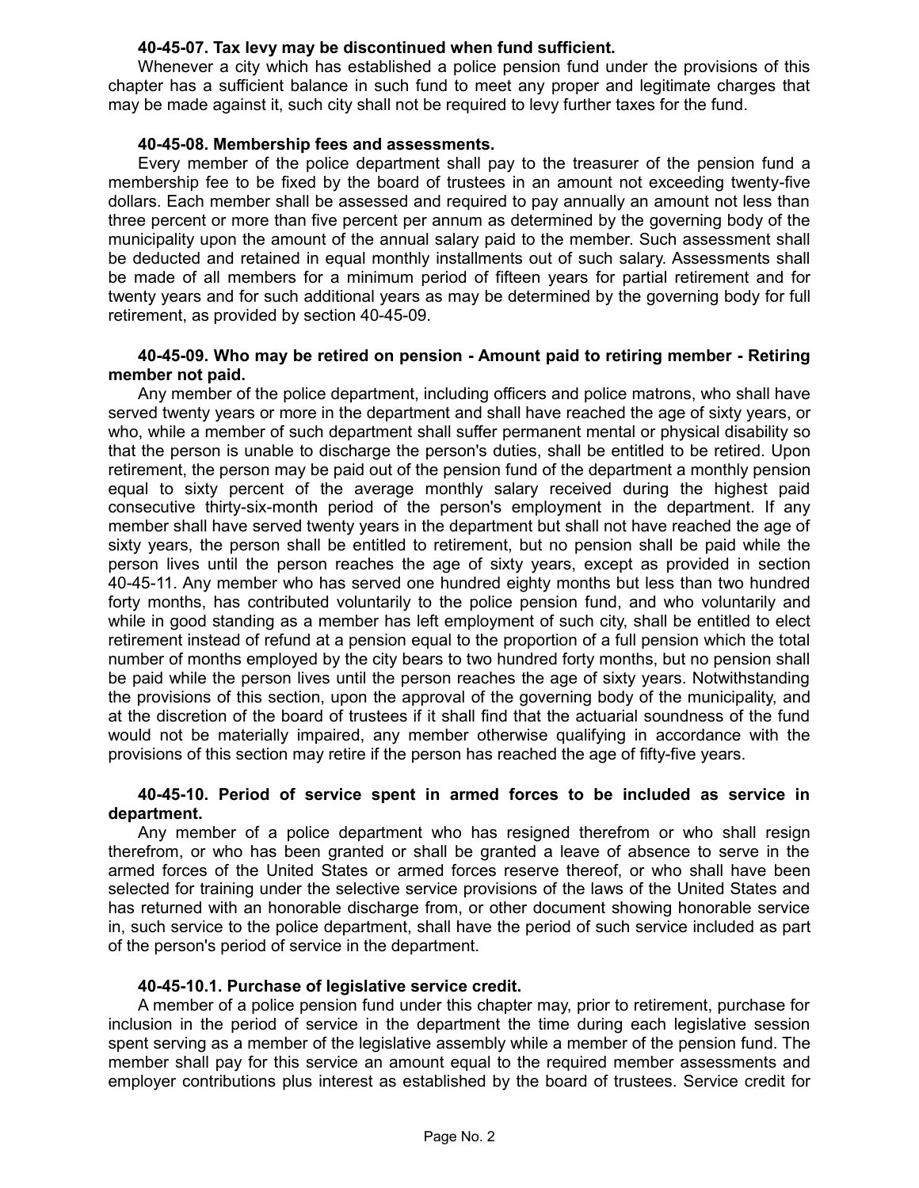**40-45-07. Tax levy may be discontinued when fund sufficient.**

Whenever a city which has established a police pension fund under the provisions of this chapter has a sufficient balance in such fund to meet any proper and legitimate charges that may be made against it, such city shall not be required to levy further taxes for the fund.

**40-45-08. Membership fees and assessments.**

Every member of the police department shall pay to the treasurer of the pension fund a membership fee to be fixed by the board of trustees in an amount not exceeding twenty-five dollars. Each member shall be assessed and required to pay annually an amount not less than three percent or more than five percent per annum as determined by the governing body of the municipality upon the amount of the annual salary paid to the member. Such assessment shall be deducted and retained in equal monthly installments out of such salary. Assessments shall be made of all members for a minimum period of fifteen years for partial retirement and for twenty years and for such additional years as may be determined by the governing body for full retirement, as provided by section 40-45-09.

**40-45-09. Who may be retired on pension - Amount paid to retiring member - Retiring member not paid.**

Any member of the police department, including officers and police matrons, who shall have served twenty years or more in the department and shall have reached the age of sixty years, or who, while a member of such department shall suffer permanent mental or physical disability so that the person is unable to discharge the person's duties, shall be entitled to be retired. Upon retirement, the person may be paid out of the pension fund of the department a monthly pension equal to sixty percent of the average monthly salary received during the highest paid consecutive thirty-six-month period of the person's employment in the department. If any member shall have served twenty years in the department but shall not have reached the age of sixty years, the person shall be entitled to retirement, but no pension shall be paid while the person lives until the person reaches the age of sixty years, except as provided in section 40-45-11. Any member who has served one hundred eighty months but less than two hundred forty months, has contributed voluntarily to the police pension fund, and who voluntarily and while in good standing as a member has left employment of such city, shall be entitled to elect retirement instead of refund at a pension equal to the proportion of a full pension which the total number of months employed by the city bears to two hundred forty months, but no pension shall be paid while the person lives until the person reaches the age of sixty years. Notwithstanding the provisions of this section, upon the approval of the governing body of the municipality, and at the discretion of the board of trustees if it shall find that the actuarial soundness of the fund would not be materially impaired, any member otherwise qualifying in accordance with the provisions of this section may retire if the person has reached the age of fifty-five years.

**40-45-10. Period of service spent in armed forces to be included as service in department.**

Any member of a police department who has resigned therefrom or who shall resign therefrom, or who has been granted or shall be granted a leave of absence to serve in the armed forces of the United States or armed forces reserve thereof, or who shall have been selected for training under the selective service provisions of the laws of the United States and has returned with an honorable discharge from, or other document showing honorable service in, such service to the police department, shall have the period of such service included as part of the person's period of service in the department.

**40-45-10.1. Purchase of legislative service credit.**

A member of a police pension fund under this chapter may, prior to retirement, purchase for inclusion in the period of service in the department the time during each legislative session spent serving as a member of the legislative assembly while a member of the pension fund. The member shall pay for this service an amount equal to the required member assessments and employer contributions plus interest as established by the board of trustees. Service credit for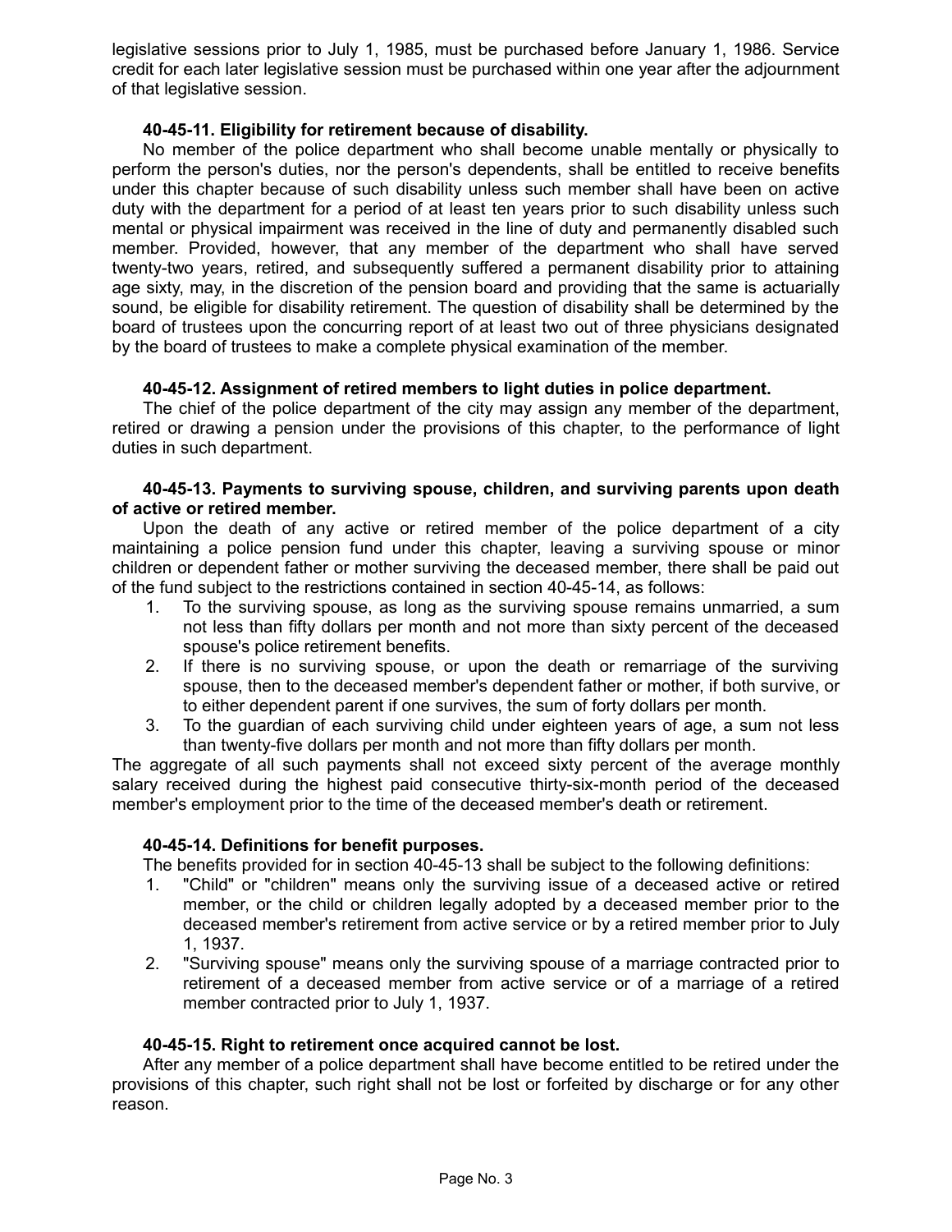legislative sessions prior to July 1, 1985, must be purchased before January 1, 1986. Service credit for each later legislative session must be purchased within one year after the adjournment of that legislative session.

### 40-45-11. Eligibility for retirement because of disability.

No member of the police department who shall become unable mentally or physically to perform the person's duties, nor the person's dependents, shall be entitled to receive benefits under this chapter because of such disability unless such member shall have been on active duty with the department for a period of at least ten years prior to such disability unless such mental or physical impairment was received in the line of duty and permanently disabled such member. Provided, however, that any member of the department who shall have served twenty-two years, retired, and subsequently suffered a permanent disability prior to attaining age sixty, may, in the discretion of the pension board and providing that the same is actuarially sound, be eligible for disability retirement. The question of disability shall be determined by the board of trustees upon the concurring report of at least two out of three physicians designated by the board of trustees to make a complete physical examination of the member.

### 40-45-12. Assignment of retired members to light duties in police department.

The chief of the police department of the city may assign any member of the department, retired or drawing a pension under the provisions of this chapter, to the performance of light duties in such department.

### 40-45-13. Payments to surviving spouse, children, and surviving parents upon death of active or retired member.

Upon the death of any active or retired member of the police department of a city maintaining a police pension fund under this chapter, leaving a surviving spouse or minor children or dependent father or mother surviving the deceased member, there shall be paid out of the fund subject to the restrictions contained in section 40-45-14, as follows:

1. To the surviving spouse, as long as the surviving spouse remains unmarried, a sum not less than fifty dollars per month and not more than sixty percent of the deceased spouse's police retirement benefits.
2. If there is no surviving spouse, or upon the death or remarriage of the surviving spouse, then to the deceased member's dependent father or mother, if both survive, or to either dependent parent if one survives, the sum of forty dollars per month.
3. To the guardian of each surviving child under eighteen years of age, a sum not less than twenty-five dollars per month and not more than fifty dollars per month.

The aggregate of all such payments shall not exceed sixty percent of the average monthly salary received during the highest paid consecutive thirty-six-month period of the deceased member's employment prior to the time of the deceased member's death or retirement.

### 40-45-14. Definitions for benefit purposes.

The benefits provided for in section 40-45-13 shall be subject to the following definitions:

1. "Child" or "children" means only the surviving issue of a deceased active or retired member, or the child or children legally adopted by a deceased member prior to the deceased member's retirement from active service or by a retired member prior to July 1, 1937.
2. "Surviving spouse" means only the surviving spouse of a marriage contracted prior to retirement of a deceased member from active service or of a marriage of a retired member contracted prior to July 1, 1937.

### 40-45-15. Right to retirement once acquired cannot be lost.

After any member of a police department shall have become entitled to be retired under the provisions of this chapter, such right shall not be lost or forfeited by discharge or for any other reason.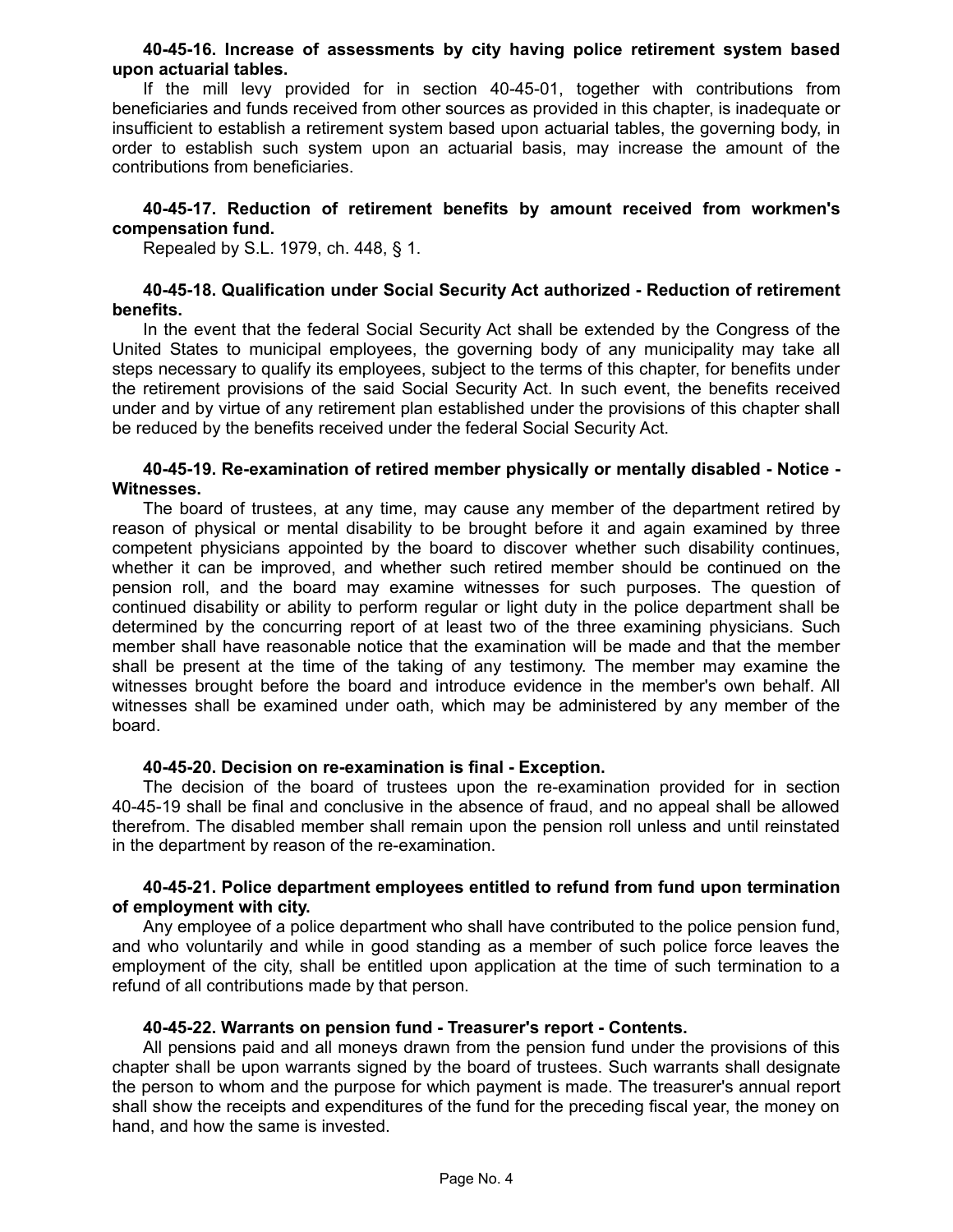**40-45-16. Increase of assessments by city having police retirement system based upon actuarial tables.**

If the mill levy provided for in section 40-45-01, together with contributions from beneficiaries and funds received from other sources as provided in this chapter, is inadequate or insufficient to establish a retirement system based upon actuarial tables, the governing body, in order to establish such system upon an actuarial basis, may increase the amount of the contributions from beneficiaries.

**40-45-17. Reduction of retirement benefits by amount received from workmen's compensation fund.**

Repealed by S.L. 1979, ch. 448, § 1.

**40-45-18. Qualification under Social Security Act authorized - Reduction of retirement benefits.**

In the event that the federal Social Security Act shall be extended by the Congress of the United States to municipal employees, the governing body of any municipality may take all steps necessary to qualify its employees, subject to the terms of this chapter, for benefits under the retirement provisions of the said Social Security Act. In such event, the benefits received under and by virtue of any retirement plan established under the provisions of this chapter shall be reduced by the benefits received under the federal Social Security Act.

**40-45-19. Re-examination of retired member physically or mentally disabled - Notice - Witnesses.**

The board of trustees, at any time, may cause any member of the department retired by reason of physical or mental disability to be brought before it and again examined by three competent physicians appointed by the board to discover whether such disability continues, whether it can be improved, and whether such retired member should be continued on the pension roll, and the board may examine witnesses for such purposes. The question of continued disability or ability to perform regular or light duty in the police department shall be determined by the concurring report of at least two of the three examining physicians. Such member shall have reasonable notice that the examination will be made and that the member shall be present at the time of the taking of any testimony. The member may examine the witnesses brought before the board and introduce evidence in the member's own behalf. All witnesses shall be examined under oath, which may be administered by any member of the board.

**40-45-20. Decision on re-examination is final - Exception.**

The decision of the board of trustees upon the re-examination provided for in section 40-45-19 shall be final and conclusive in the absence of fraud, and no appeal shall be allowed therefrom. The disabled member shall remain upon the pension roll unless and until reinstated in the department by reason of the re-examination.

**40-45-21. Police department employees entitled to refund from fund upon termination of employment with city.**

Any employee of a police department who shall have contributed to the police pension fund, and who voluntarily and while in good standing as a member of such police force leaves the employment of the city, shall be entitled upon application at the time of such termination to a refund of all contributions made by that person.

**40-45-22. Warrants on pension fund - Treasurer's report - Contents.**

All pensions paid and all moneys drawn from the pension fund under the provisions of this chapter shall be upon warrants signed by the board of trustees. Such warrants shall designate the person to whom and the purpose for which payment is made. The treasurer's annual report shall show the receipts and expenditures of the fund for the preceding fiscal year, the money on hand, and how the same is invested.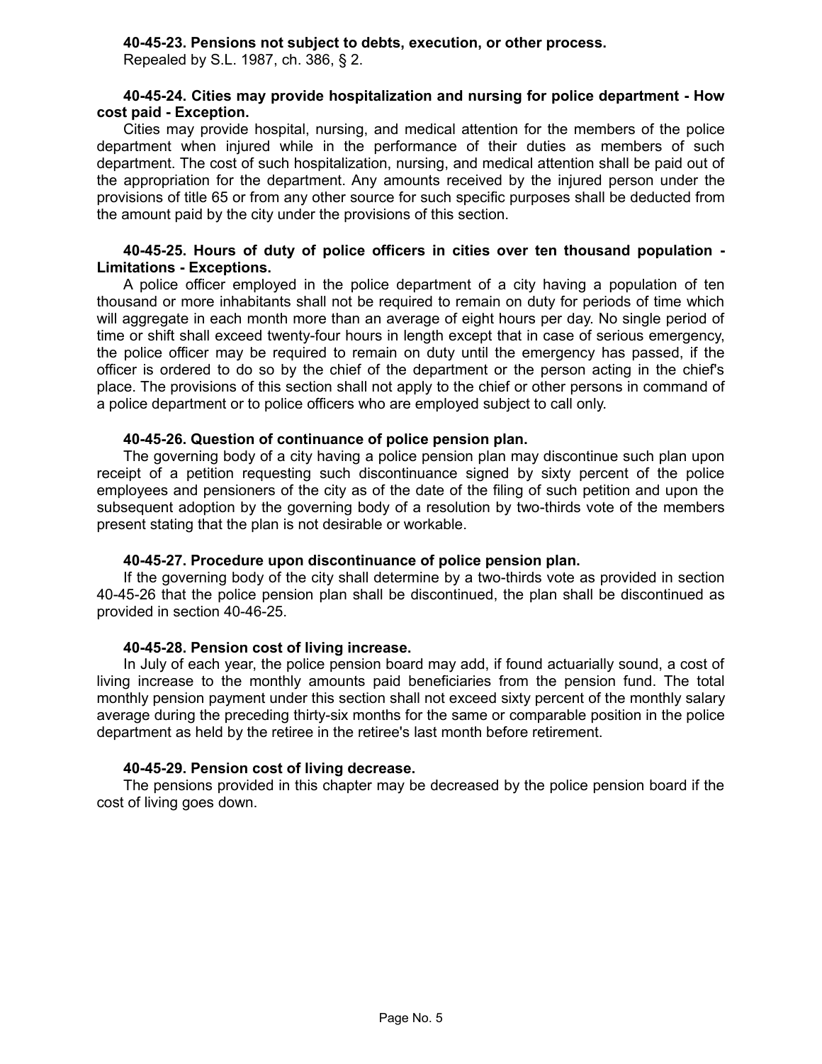**40-45-23. Pensions not subject to debts, execution, or other process.**

Repealed by S.L. 1987, ch. 386, § 2.

**40-45-24. Cities may provide hospitalization and nursing for police department - How cost paid - Exception.**

Cities may provide hospital, nursing, and medical attention for the members of the police department when injured while in the performance of their duties as members of such department. The cost of such hospitalization, nursing, and medical attention shall be paid out of the appropriation for the department. Any amounts received by the injured person under the provisions of title 65 or from any other source for such specific purposes shall be deducted from the amount paid by the city under the provisions of this section.

**40-45-25. Hours of duty of police officers in cities over ten thousand population - Limitations - Exceptions.**

A police officer employed in the police department of a city having a population of ten thousand or more inhabitants shall not be required to remain on duty for periods of time which will aggregate in each month more than an average of eight hours per day. No single period of time or shift shall exceed twenty-four hours in length except that in case of serious emergency, the police officer may be required to remain on duty until the emergency has passed, if the officer is ordered to do so by the chief of the department or the person acting in the chief's place. The provisions of this section shall not apply to the chief or other persons in command of a police department or to police officers who are employed subject to call only.

**40-45-26. Question of continuance of police pension plan.**

The governing body of a city having a police pension plan may discontinue such plan upon receipt of a petition requesting such discontinuance signed by sixty percent of the police employees and pensioners of the city as of the date of the filing of such petition and upon the subsequent adoption by the governing body of a resolution by two-thirds vote of the members present stating that the plan is not desirable or workable.

**40-45-27. Procedure upon discontinuance of police pension plan.**

If the governing body of the city shall determine by a two-thirds vote as provided in section 40-45-26 that the police pension plan shall be discontinued, the plan shall be discontinued as provided in section 40-46-25.

**40-45-28. Pension cost of living increase.**

In July of each year, the police pension board may add, if found actuarially sound, a cost of living increase to the monthly amounts paid beneficiaries from the pension fund. The total monthly pension payment under this section shall not exceed sixty percent of the monthly salary average during the preceding thirty-six months for the same or comparable position in the police department as held by the retiree in the retiree's last month before retirement.

**40-45-29. Pension cost of living decrease.**

The pensions provided in this chapter may be decreased by the police pension board if the cost of living goes down.